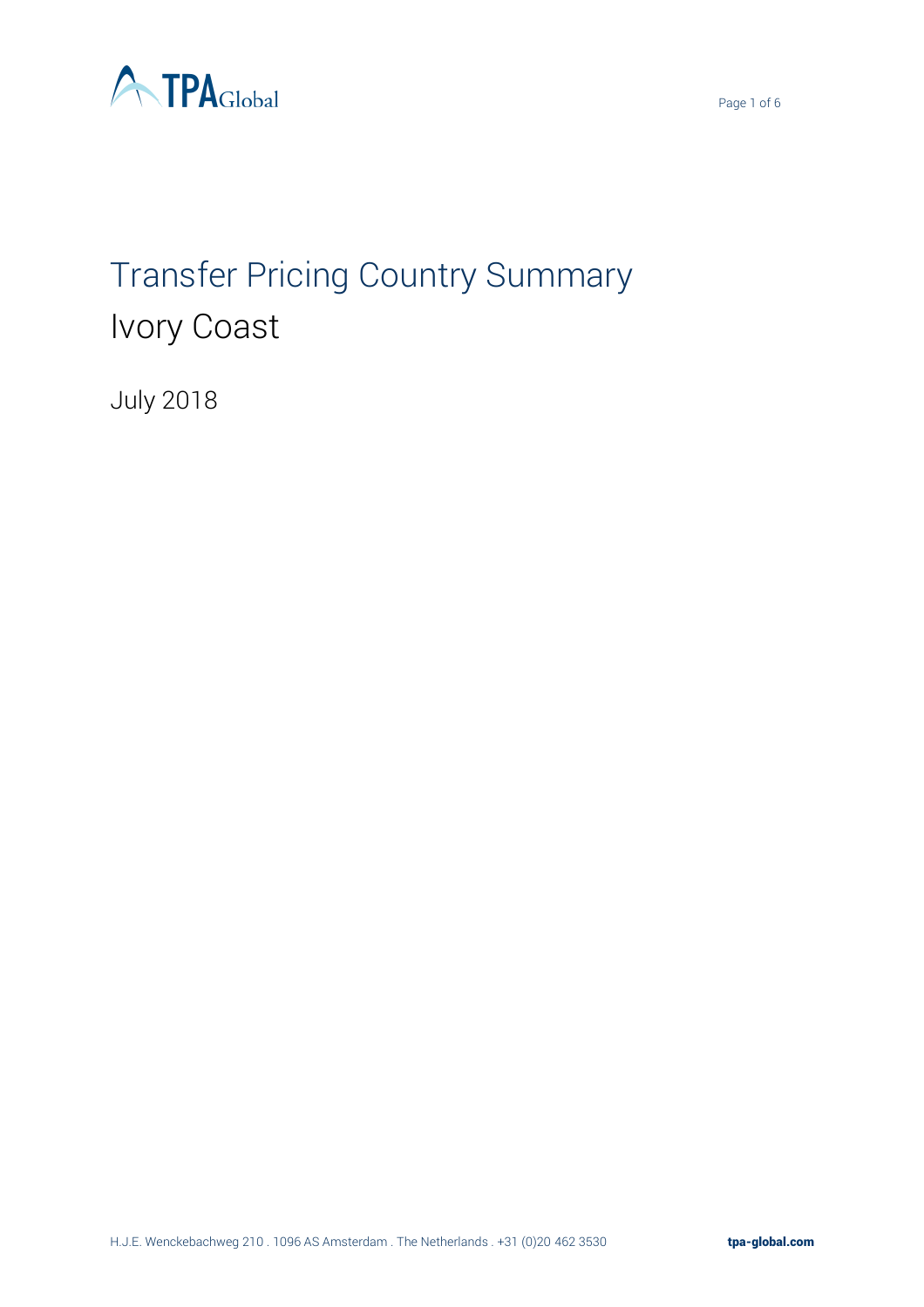# Transfer Pricing Country Summary

## Ivory Coast

July 2018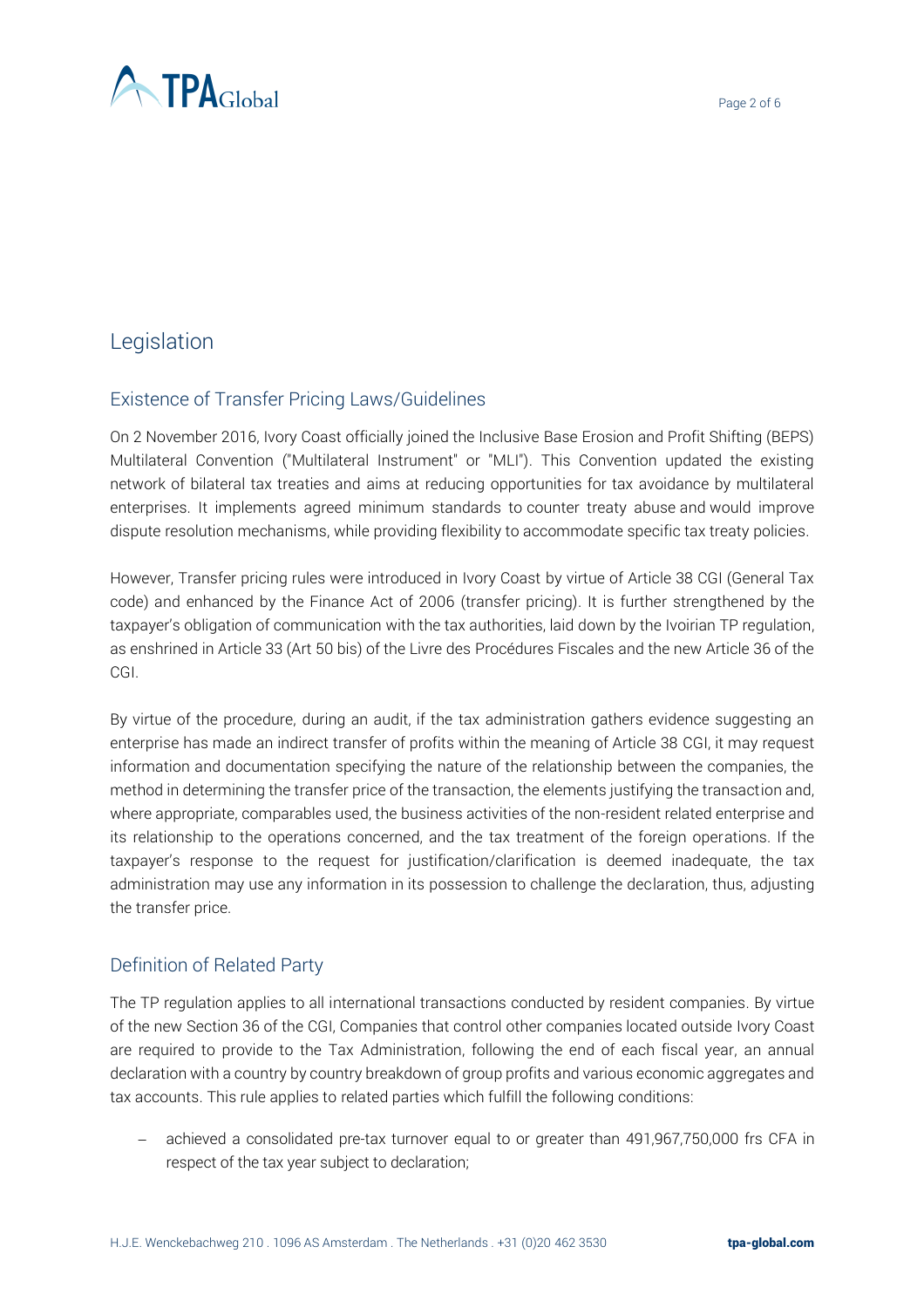# Legislation

## Existence of Transfer Pricing Laws/Guidelines

On 2 November 2016, Ivory Coast officially joined the Inclusive Base Erosion and Profit Shifting (BEPS) Multilateral Convention ("Multilateral Instrument" or "MLI"). This Convention updated the existing network of bilateral tax treaties and aims at reducing opportunities for tax avoidance by multilateral enterprises. It implements agreed minimum standards to counter treaty abuse and would improve dispute resolution mechanisms, while providing flexibility to accommodate specific tax treaty policies.

However, Transfer pricing rules were introduced in Ivory Coast by virtue of Article 38 CGI (General Tax code) and enhanced by the Finance Act of 2006 (transfer pricing). It is further strengthened by the taxpayer's obligation of communication with the tax authorities, laid down by the Ivoirian TP regulation, as enshrined in Article 33 (Art 50 bis) of the Livre des Procédures Fiscales and the new Article 36 of the CGI.

By virtue of the procedure, during an audit, if the tax administration gathers evidence suggesting an enterprise has made an indirect transfer of profits within the meaning of Article 38 CGI, it may request information and documentation specifying the nature of the relationship between the companies, the method in determining the transfer price of the transaction, the elements justifying the transaction and, where appropriate, comparables used, the business activities of the non-resident related enterprise and its relationship to the operations concerned, and the tax treatment of the foreign operations. If the taxpayer's response to the request for justification/clarification is deemed inadequate, the tax administration may use any information in its possession to challenge the declaration, thus, adjusting the transfer price.

## Definition of Related Party

The TP regulation applies to all international transactions conducted by resident companies. By virtue of the new Section 36 of the CGI, Companies that control other companies located outside Ivory Coast are required to provide to the Tax Administration, following the end of each fiscal year, an annual declaration with a country by country breakdown of group profits and various economic aggregates and tax accounts. This rule applies to related parties which fulfill the following conditions:

- achieved a consolidated pre-tax turnover equal to or greater than 491,967,750,000 frs CFA in respect of the tax year subject to declaration;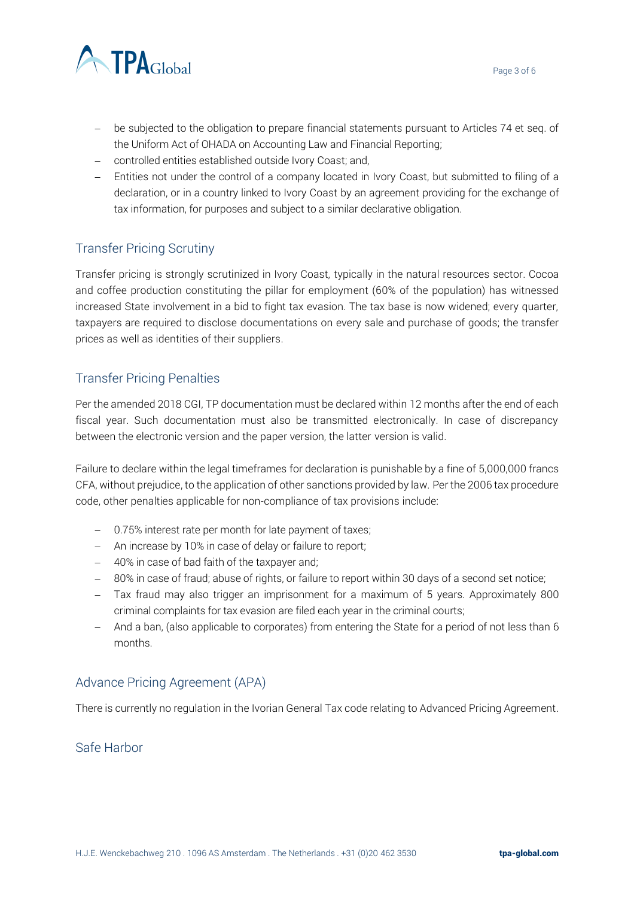- be subjected to the obligation to prepare financial statements pursuant to Articles 74 et seq. of the Uniform Act of OHADA on Accounting Law and Financial Reporting;
- controlled entities established outside Ivory Coast; and,
- Entities not under the control of a company located in Ivory Coast, but submitted to filing of a declaration, or in a country linked to Ivory Coast by an agreement providing for the exchange of tax information, for purposes and subject to a similar declarative obligation.

## Transfer Pricing Scrutiny

Transfer pricing is strongly scrutinized in Ivory Coast, typically in the natural resources sector. Cocoa and coffee production constituting the pillar for employment (60% of the population) has witnessed increased State involvement in a bid to fight tax evasion. The tax base is now widened; every quarter, taxpayers are required to disclose documentations on every sale and purchase of goods; the transfer prices as well as identities of their suppliers.

## Transfer Pricing Penalties

Per the amended 2018 CGI, TP documentation must be declared within 12 months after the end of each fiscal year. Such documentation must also be transmitted electronically. In case of discrepancy between the electronic version and the paper version, the latter version is valid.

Failure to declare within the legal timeframes for declaration is punishable by a fine of 5,000,000 francs CFA, without prejudice, to the application of other sanctions provided by law. Per the 2006 tax procedure code, other penalties applicable for non-compliance of tax provisions include:

- 0.75% interest rate per month for late payment of taxes;
- An increase by 10% in case of delay or failure to report;
- 40% in case of bad faith of the taxpayer and;
- 80% in case of fraud; abuse of rights, or failure to report within 30 days of a second set notice;
- Tax fraud may also trigger an imprisonment for a maximum of 5 years. Approximately 800 criminal complaints for tax evasion are filed each year in the criminal courts;
- And a ban, (also applicable to corporates) from entering the State for a period of not less than 6 months.

## Advance Pricing Agreement (APA)

There is currently no regulation in the Ivorian General Tax code relating to Advanced Pricing Agreement.

## Safe Harbor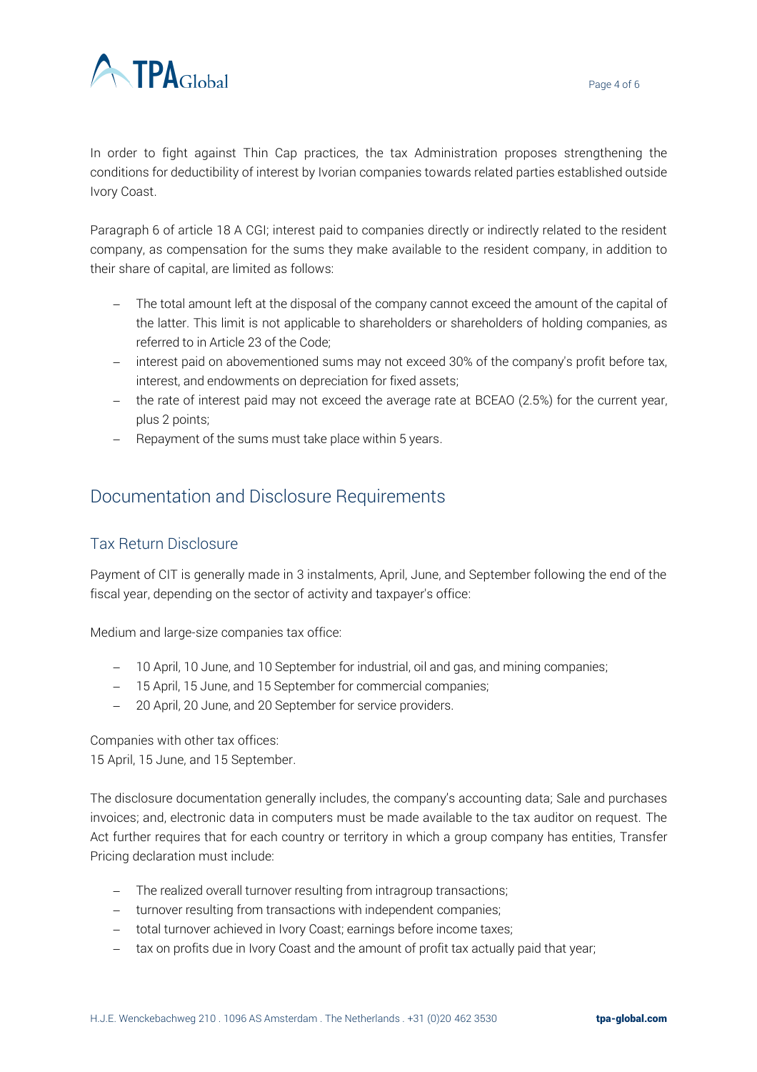In order to fight against Thin Cap practices, the tax Administration proposes strengthening the conditions for deductibility of interest by Ivorian companies towards related parties established outside Ivory Coast.

Paragraph 6 of article 18 A CGI; interest paid to companies directly or indirectly related to the resident company, as compensation for the sums they make available to the resident company, in addition to their share of capital, are limited as follows:

- The total amount left at the disposal of the company cannot exceed the amount of the capital of the latter. This limit is not applicable to shareholders or shareholders of holding companies, as referred to in Article 23 of the Code;
- interest paid on abovementioned sums may not exceed 30% of the company's profit before tax, interest, and endowments on depreciation for fixed assets;
- the rate of interest paid may not exceed the average rate at BCEAO (2.5%) for the current year, plus 2 points;
- Repayment of the sums must take place within 5 years.

## Documentation and Disclosure Requirements

### Tax Return Disclosure

Payment of CIT is generally made in 3 instalments, April, June, and September following the end of the fiscal year, depending on the sector of activity and taxpayer's office:

Medium and large-size companies tax office:

- 10 April, 10 June, and 10 September for industrial, oil and gas, and mining companies;
- 15 April, 15 June, and 15 September for commercial companies;
- 20 April, 20 June, and 20 September for service providers.

Companies with other tax offices:
15 April, 15 June, and 15 September.

The disclosure documentation generally includes, the company's accounting data; Sale and purchases invoices; and, electronic data in computers must be made available to the tax auditor on request. The Act further requires that for each country or territory in which a group company has entities, Transfer Pricing declaration must include:

- The realized overall turnover resulting from intragroup transactions;
- turnover resulting from transactions with independent companies;
- total turnover achieved in Ivory Coast; earnings before income taxes;
- tax on profits due in Ivory Coast and the amount of profit tax actually paid that year;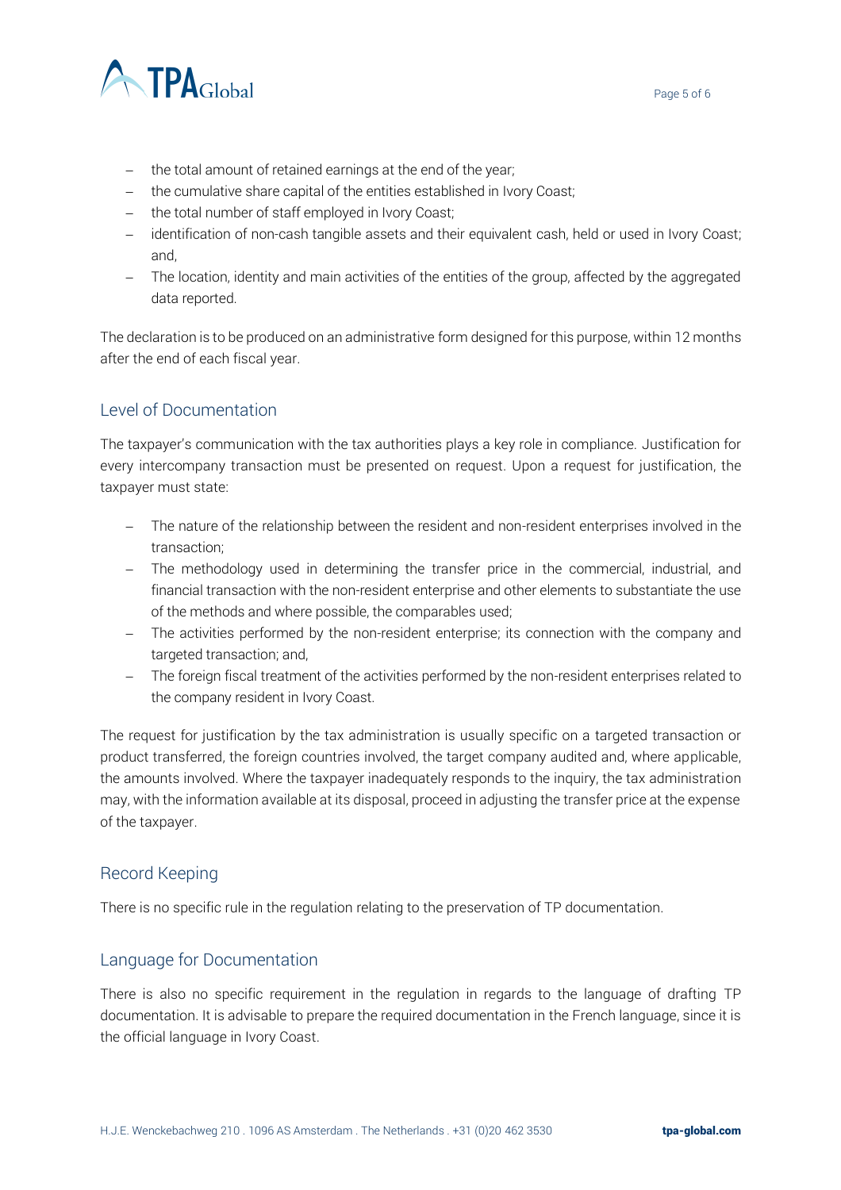- the total amount of retained earnings at the end of the year;
- the cumulative share capital of the entities established in Ivory Coast;
- the total number of staff employed in Ivory Coast;
- identification of non-cash tangible assets and their equivalent cash, held or used in Ivory Coast; and,
- The location, identity and main activities of the entities of the group, affected by the aggregated data reported.

The declaration is to be produced on an administrative form designed for this purpose, within 12 months after the end of each fiscal year.

## Level of Documentation

The taxpayer's communication with the tax authorities plays a key role in compliance. Justification for every intercompany transaction must be presented on request. Upon a request for justification, the taxpayer must state:

- The nature of the relationship between the resident and non-resident enterprises involved in the transaction;
- The methodology used in determining the transfer price in the commercial, industrial, and financial transaction with the non-resident enterprise and other elements to substantiate the use of the methods and where possible, the comparables used;
- The activities performed by the non-resident enterprise; its connection with the company and targeted transaction; and,
- The foreign fiscal treatment of the activities performed by the non-resident enterprises related to the company resident in Ivory Coast.

The request for justification by the tax administration is usually specific on a targeted transaction or product transferred, the foreign countries involved, the target company audited and, where applicable, the amounts involved. Where the taxpayer inadequately responds to the inquiry, the tax administration may, with the information available at its disposal, proceed in adjusting the transfer price at the expense of the taxpayer.

## Record Keeping

There is no specific rule in the regulation relating to the preservation of TP documentation.

## Language for Documentation

There is also no specific requirement in the regulation in regards to the language of drafting TP documentation. It is advisable to prepare the required documentation in the French language, since it is the official language in Ivory Coast.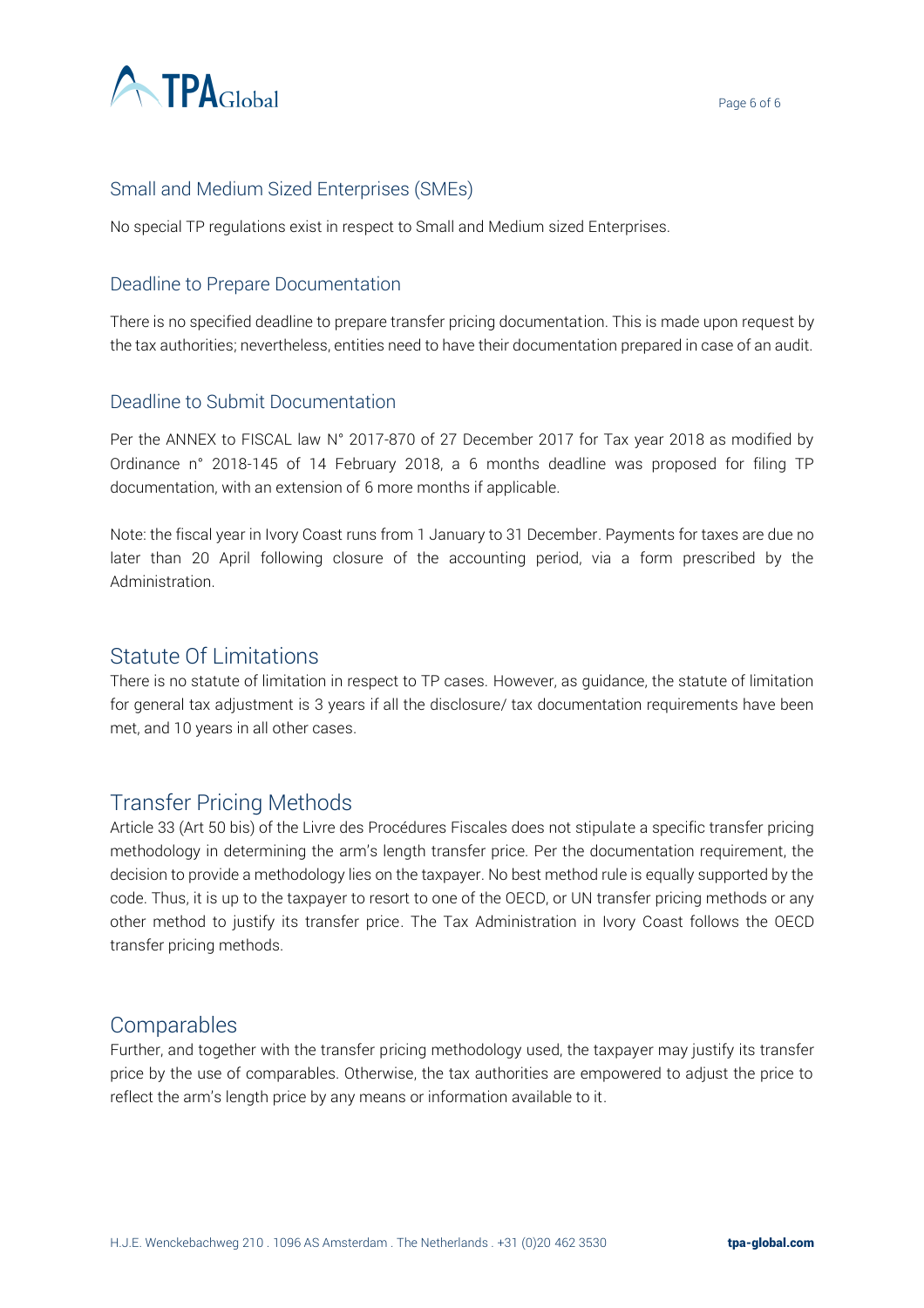### Small and Medium Sized Enterprises (SMEs)

No special TP regulations exist in respect to Small and Medium sized Enterprises.

### Deadline to Prepare Documentation

There is no specified deadline to prepare transfer pricing documentation. This is made upon request by the tax authorities; nevertheless, entities need to have their documentation prepared in case of an audit.

### Deadline to Submit Documentation

Per the ANNEX to FISCAL law N° 2017-870 of 27 December 2017 for Tax year 2018 as modified by Ordinance n° 2018-145 of 14 February 2018, a 6 months deadline was proposed for filing TP documentation, with an extension of 6 more months if applicable.

Note: the fiscal year in Ivory Coast runs from 1 January to 31 December. Payments for taxes are due no later than 20 April following closure of the accounting period, via a form prescribed by the Administration.

## Statute Of Limitations

There is no statute of limitation in respect to TP cases. However, as guidance, the statute of limitation for general tax adjustment is 3 years if all the disclosure/ tax documentation requirements have been met, and 10 years in all other cases.

## Transfer Pricing Methods

Article 33 (Art 50 bis) of the Livre des Procédures Fiscales does not stipulate a specific transfer pricing methodology in determining the arm's length transfer price. Per the documentation requirement, the decision to provide a methodology lies on the taxpayer. No best method rule is equally supported by the code. Thus, it is up to the taxpayer to resort to one of the OECD, or UN transfer pricing methods or any other method to justify its transfer price. The Tax Administration in Ivory Coast follows the OECD transfer pricing methods.

## Comparables

Further, and together with the transfer pricing methodology used, the taxpayer may justify its transfer price by the use of comparables. Otherwise, the tax authorities are empowered to adjust the price to reflect the arm's length price by any means or information available to it.